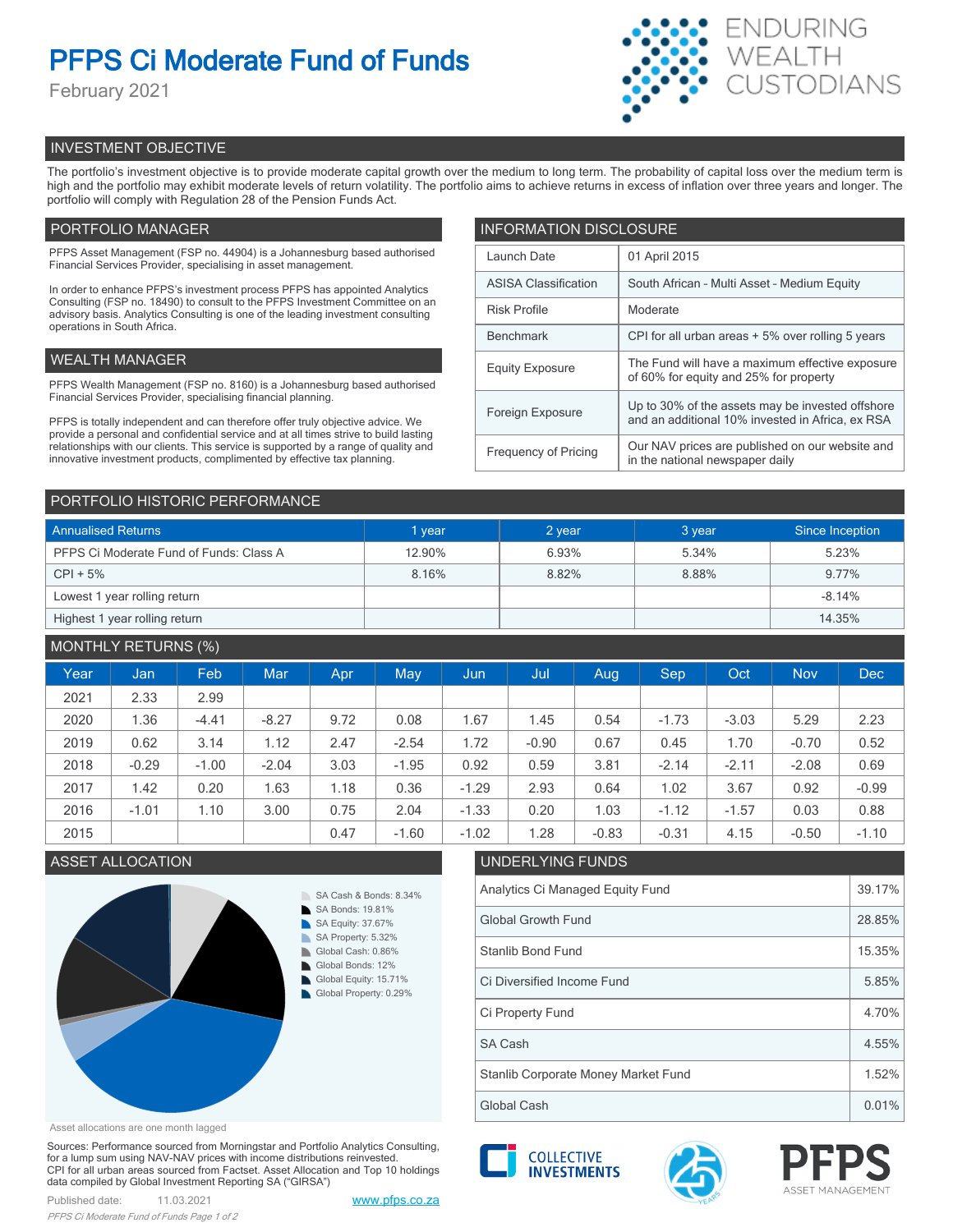# PFPS Ci Moderate Fund of Funds

February 2021

ENDURING WEALTH CUSTODIANS

## INVESTMENT OBJECTIVE

The portfolio's investment objective is to provide moderate capital growth over the medium to long term. The probability of capital loss over the medium term is high and the portfolio may exhibit moderate levels of return volatility. The portfolio aims to achieve returns in excess of inflation over three years and longer. The portfolio will comply with Regulation 28 of the Pension Funds Act.

## PORTFOLIO MANAGER

PFPS Asset Management (FSP no. 44904) is a Johannesburg based authorised Financial Services Provider, specialising in asset management.

In order to enhance PFPS's investment process PFPS has appointed Analytics Consulting (FSP no. 18490) to consult to the PFPS Investment Committee on an advisory basis. Analytics Consulting is one of the leading investment consulting operations in South Africa.

## WEALTH MANAGER

PFPS Wealth Management (FSP no. 8160) is a Johannesburg based authorised Financial Services Provider, specialising financial planning.

PFPS is totally independent and can therefore offer truly objective advice. We provide a personal and confidential service and at all times strive to build lasting relationships with our clients. This service is supported by a range of quality and innovative investment products, complimented by effective tax planning.

## INFORMATION DISCLOSURE

| | |
|---|---|
| Launch Date | 01 April 2015 |
| ASISA Classification | South African - Multi Asset - Medium Equity |
| Risk Profile | Moderate |
| Benchmark | CPI for all urban areas + 5% over rolling 5 years |
| Equity Exposure | The Fund will have a maximum effective exposure of 60% for equity and 25% for property |
| Foreign Exposure | Up to 30% of the assets may be invested offshore and an additional 10% invested in Africa, ex RSA |
| Frequency of Pricing | Our NAV prices are published on our website and in the national newspaper daily |

## PORTFOLIO HISTORIC PERFORMANCE

| Annualised Returns | 1 year | 2 year | 3 year | Since Inception |
|---|---|---|---|---|
| PFPS Ci Moderate Fund of Funds: Class A | 12.90% | 6.93% | 5.34% | 5.23% |
| CPI + 5% | 8.16% | 8.82% | 8.88% | 9.77% |
| Lowest 1 year rolling return | | | | -8.14% |
| Highest 1 year rolling return | | | | 14.35% |

## MONTHLY RETURNS (%)

| Year | Jan | Feb | Mar | Apr | May | Jun | Jul | Aug | Sep | Oct | Nov | Dec |
|---|---|---|---|---|---|---|---|---|---|---|---|---|
| 2021 | 2.33 | 2.99 | | | | | | | | | | |
| 2020 | 1.36 | -4.41 | -8.27 | 9.72 | 0.08 | 1.67 | 1.45 | 0.54 | -1.73 | -3.03 | 5.29 | 2.23 |
| 2019 | 0.62 | 3.14 | 1.12 | 2.47 | -2.54 | 1.72 | -0.90 | 0.67 | 0.45 | 1.70 | -0.70 | 0.52 |
| 2018 | -0.29 | -1.00 | -2.04 | 3.03 | -1.95 | 0.92 | 0.59 | 3.81 | -2.14 | -2.11 | -2.08 | 0.69 |
| 2017 | 1.42 | 0.20 | 1.63 | 1.18 | 0.36 | -1.29 | 2.93 | 0.64 | 1.02 | 3.67 | 0.92 | -0.99 |
| 2016 | -1.01 | 1.10 | 3.00 | 0.75 | 2.04 | -1.33 | 0.20 | 1.03 | -1.12 | -1.57 | 0.03 | 0.88 |
| 2015 | | | | 0.47 | -1.60 | -1.02 | 1.28 | -0.83 | -0.31 | 4.15 | -0.50 | -1.10 |

## ASSET ALLOCATION

- SA Cash & Bonds: 8.34%
- SA Bonds: 19.81%
- SA Equity: 37.67%
- SA Property: 5.32%
- Global Cash: 0.86%
- Global Bonds: 12%
- Global Equity: 15.71%
- Global Property: 0.29%

Asset allocations are one month lagged

## UNDERLYING FUNDS

| | |
|---|---|
| Analytics Ci Managed Equity Fund | 39.17% |
| Global Growth Fund | 28.85% |
| Stanlib Bond Fund | 15.35% |
| Ci Diversified Income Fund | 5.85% |
| Ci Property Fund | 4.70% |
| SA Cash | 4.55% |
| Stanlib Corporate Money Market Fund | 1.52% |
| Global Cash | 0.01% |

Sources: Performance sourced from Morningstar and Portfolio Analytics Consulting, for a lump sum using NAV-NAV prices with income distributions reinvested. CPI for all urban areas sourced from Factset. Asset Allocation and Top 10 holdings data compiled by Global Investment Reporting SA ("GIRSA")

Published date: 11.03.2021

www.pfps.co.za

COLLECTIVE INVESTMENTS

PFPS ASSET MANAGEMENT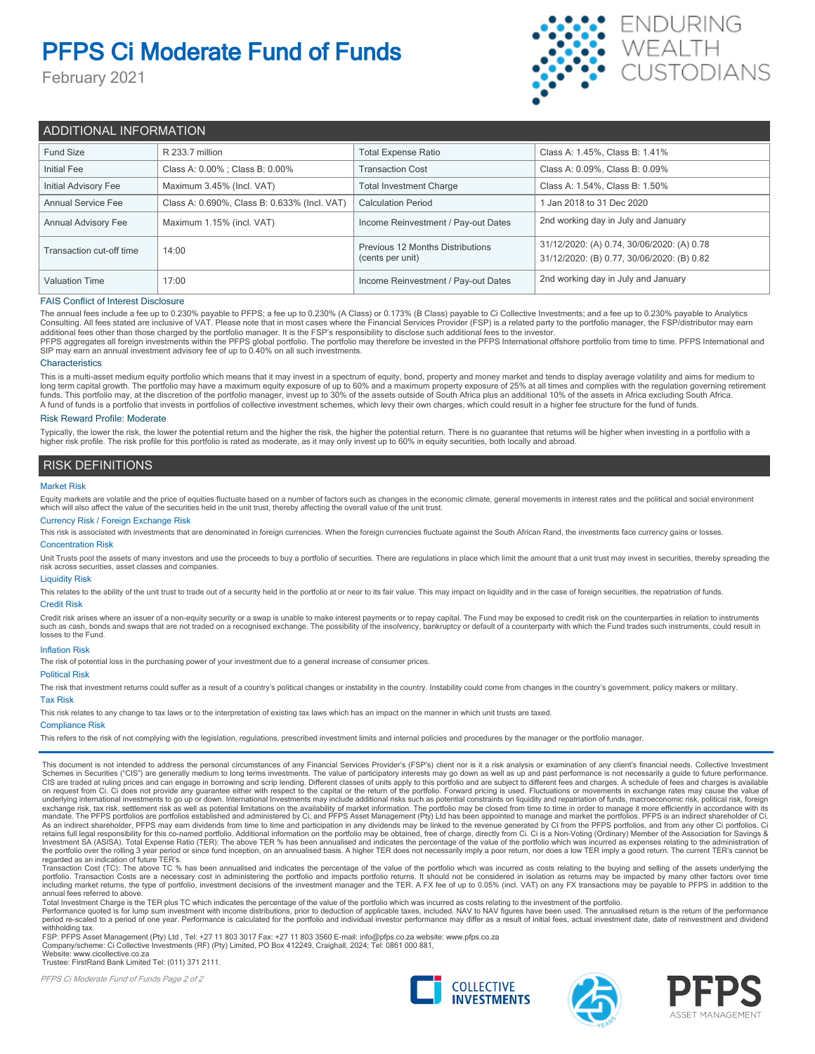# PFPS Ci Moderate Fund of Funds

February 2021

ENDURING WEALTH CUSTODIANS

## ADDITIONAL INFORMATION

| | | | |
|---|---|---|---|
| Fund Size | R 233.7 million | Total Expense Ratio | Class A: 1.45%, Class B: 1.41% |
| Initial Fee | Class A: 0.00% ; Class B: 0.00% | Transaction Cost | Class A: 0.09%, Class B: 0.09% |
| Initial Advisory Fee | Maximum 3.45% (Incl. VAT) | Total Investment Charge | Class A: 1.54%, Class B: 1.50% |
| Annual Service Fee | Class A: 0.690%, Class B: 0.633% (Incl. VAT) | Calculation Period | 1 Jan 2018 to 31 Dec 2020 |
| Annual Advisory Fee | Maximum 1.15% (incl. VAT) | Income Reinvestment / Pay-out Dates | 2nd working day in July and January |
| Transaction cut-off time | 14:00 | Previous 12 Months Distributions (cents per unit) | 31/12/2020: (A) 0.74, 30/06/2020: (A) 0.78<br>31/12/2020: (B) 0.77, 30/06/2020: (B) 0.82 |
| Valuation Time | 17:00 | Income Reinvestment / Pay-out Dates | 2nd working day in July and January |

### FAIS Conflict of Interest Disclosure

The annual fees include a fee up to 0.230% payable to PFPS; a fee up to 0.230% (A Class) or 0.173% (B Class) payable to Ci Collective Investments; and a fee up to 0.230% payable to Analytics Consulting. All fees stated are inclusive of VAT. Please note that in most cases where the Financial Services Provider (FSP) is a related party to the portfolio manager, the FSP/distributor may earn additional fees other than those charged by the portfolio manager. It is the FSP's responsibility to disclose such additional fees to the investor.
PFPS aggregates all foreign investments within the PFPS global portfolio. The portfolio may therefore be invested in the PFPS International offshore portfolio from time to time. PFPS International and SIP may earn an annual investment advisory fee of up to 0.40% on all such investments.

### Characteristics

This is a multi-asset medium equity portfolio which means that it may invest in a spectrum of equity, bond, property and money market and tends to display average volatility and aims for medium to long term capital growth. The portfolio may have a maximum equity exposure of up to 60% and a maximum property exposure of 25% at all times and complies with the regulation governing retirement funds. This portfolio may, at the discretion of the portfolio manager, invest up to 30% of the assets outside South Africa plus an additional 10% of the assets in Africa excluding South Africa.
A fund of funds is a portfolio that invests in portfolios of collective investment schemes, which levy their own charges, which could result in a higher fee structure for the fund of funds.

### Risk Reward Profile: Moderate

Typically, the lower the risk, the lower the potential return and the higher the risk, the higher the potential return. There is no guarantee that returns will be higher when investing in a portfolio with a higher risk profile. The risk profile for this portfolio is rated as moderate, as it may only invest up to 60% in equity securities, both locally and abroad.

## RISK DEFINITIONS

### Market Risk

Equity markets are volatile and the price of equities fluctuate based on a number of factors such as changes in the economic climate, general movements in interest rates and the political and social environment which will also affect the value of the securities held in the unit trust, thereby affecting the overall value of the unit trust.

### Currency Risk / Foreign Exchange Risk

This risk is associated with investments that are denominated in foreign currencies. When the foreign currencies fluctuate against the South African Rand, the investments face currency gains or losses.

### Concentration Risk

Unit Trusts pool the assets of many investors and use the proceeds to buy a portfolio of securities. There are regulations in place which limit the amount that a unit trust may invest in securities, thereby spreading the risk across securities, asset classes and companies.

### Liquidity Risk

This relates to the ability of the unit trust to trade out of a security held in the portfolio at or near to its fair value. This may impact on liquidity and in the case of foreign securities, the repatriation of funds.

### Credit Risk

Credit risk arises where an issuer of a non-equity security or a swap is unable to make interest payments or to repay capital. The Fund may be exposed to credit risk on the counterparties in relation to instruments such as cash, bonds and swaps that are not traded on a recognised exchange. The possibility of the insolvency, bankruptcy or default of a counterparty with which the Fund trades such instruments, could result in losses to the Fund.

### Inflation Risk

The risk of potential loss in the purchasing power of your investment due to a general increase of consumer prices.

### Political Risk

The risk that investment returns could suffer as a result of a country's political changes or instability in the country. Instability could come from changes in the country's government, policy makers or military.

### Tax Risk

This risk relates to any change to tax laws or to the interpretation of existing tax laws which has an impact on the manner in which unit trusts are taxed.

### Compliance Risk

This refers to the risk of not complying with the legislation, regulations, prescribed investment limits and internal policies and procedures by the manager or the portfolio manager.

This document is not intended to address the personal circumstances of any Financial Services Provider's (FSP's) client nor is it a risk analysis or examination of any client's financial needs. Collective Investment Schemes in Securities ("CIS") are generally medium to long terms investments. The value of participatory interests may go down as well as up and past performance is not necessarily a guide to future performance. CIS are traded at ruling prices and can engage in borrowing and scrip lending. Different classes of units apply to this portfolio and are subject to different fees and charges. A schedule of fees and charges is available on request from Ci. Ci does not provide any guarantee either with respect to the capital or the return of the portfolio. Forward pricing is used. Fluctuations or movements in exchange rates may cause the value of underlying international investments to go up or down. International Investments may include additional risks such as potential constraints on liquidity and repatriation of funds, macroeconomic risk, political risk, foreign exchange risk, tax risk, settlement risk as well as potential limitations on the availability of market information. The portfolio may be closed from time to time in order to manage it more efficiently in accordance with its mandate. The PFPS portfolios are portfolios established and administered by Ci, and PFPS Asset Management (Pty) Ltd has been appointed to manage and market the portfolios. PFPS is an indirect shareholder of Ci. As an indirect shareholder, PFPS may earn dividends from time to time and participation in any dividends may be linked to the revenue generated by Ci from the PFPS portfolios, and from any other Ci portfolios. Ci retains full legal responsibility for this co-named portfolio. Additional information on the portfolio may be obtained, free of charge, directly from Ci. Ci is a Non-Voting (Ordinary) Member of the Association for Savings & Investment SA (ASISA). Total Expense Ratio (TER): The above TER % has been annualised and indicates the percentage of the value of the portfolio which was incurred as expenses relating to the administration of the portfolio over the rolling 3 year period or since fund inception, on an annualised basis. A higher TER does not necessarily imply a poor return, nor does a low TER imply a good return. The current TER's cannot be regarded as an indication of future TER's.
Transaction Cost (TC): The above TC % has been annualised and indicates the percentage of the value of the portfolio which was incurred as costs relating to the buying and selling of the assets underlying the portfolio. Transaction Costs are a necessary cost in administering the portfolio and impacts portfolio returns. It should not be considered in isolation as returns may be impacted by many other factors over time including market returns, the type of portfolio, investment decisions of the investment manager and the TER. A FX fee of up to 0.05% (incl. VAT) on any FX transactions may be payable to PFPS in addition to the annual fees referred to above.
Total Investment Charge is the TER plus TC which indicates the percentage of the value of the portfolio which was incurred as costs relating to the investment of the portfolio.
Performance quoted is for lump sum investment with income distributions, prior to deduction of applicable taxes, included. NAV to NAV figures have been used. The annualised return is the return of the performance period re-scaled to a period of one year. Performance is calculated for the portfolio and individual investor performance may differ as a result of initial fees, actual investment date, date of reinvestment and dividend withholding tax.
FSP: PFPS Asset Management (Pty) Ltd , Tel: +27 11 803 3017 Fax: +27 11 803 3560 E-mail: info@pfps.co.za website: www.pfps.co.za
Company/scheme: Ci Collective Investments (RF) (Pty) Limited, PO Box 412249, Craighall, 2024; Tel: 0861 000 881,
Website: www.cicollective.co.za
Trustee: FirstRand Bank Limited Tel: (011) 371 2111.

COLLECTIVE INVESTMENTS

PFPS ASSET MANAGEMENT